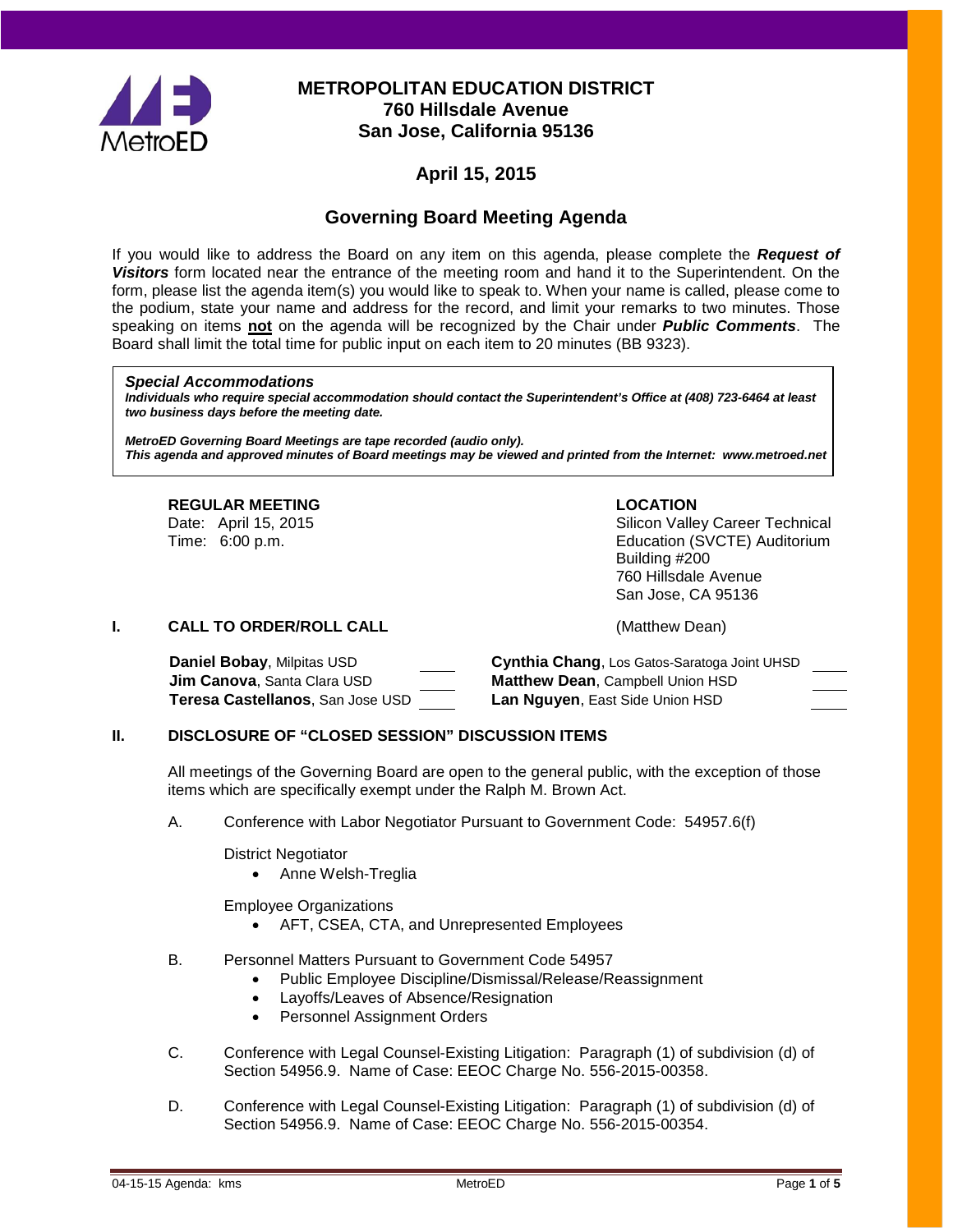# METROPOLITAN EDUCATION DISTRICT
## 760 Hillsdale Avenue
## San Jose, California 95136

## April 15, 2015

## Governing Board Meeting Agenda

If you would like to address the Board on any item on this agenda, please complete the ***Request of Visitors*** form located near the entrance of the meeting room and hand it to the Superintendent. On the form, please list the agenda item(s) you would like to speak to. When your name is called, please come to the podium, state your name and address for the record, and limit your remarks to two minutes. Those speaking on items **not** on the agenda will be recognized by the Chair under ***Public Comments***. The Board shall limit the total time for public input on each item to 20 minutes (BB 9323).

> ***Special Accommodations***
> ***Individuals who require special accommodation should contact the Superintendent's Office at (408) 723-6464 at least two business days before the meeting date.***
>
> ***MetroED Governing Board Meetings are tape recorded (audio only).***
> ***This agenda and approved minutes of Board meetings may be viewed and printed from the Internet: www.metroed.net***

**REGULAR MEETING**
Date: April 15, 2015
Time: 6:00 p.m.

**LOCATION**
Silicon Valley Career Technical Education (SVCTE) Auditorium
Building #200
760 Hillsdale Avenue
San Jose, CA 95136

### I. CALL TO ORDER/ROLL CALL (Matthew Dean)

| | | | |
|---|---|---|---|
| **Daniel Bobay**, Milpitas USD | ____ | **Cynthia Chang**, Los Gatos-Saratoga Joint UHSD | ____ |
| **Jim Canova**, Santa Clara USD | ____ | **Matthew Dean**, Campbell Union HSD | ____ |
| **Teresa Castellanos**, San Jose USD | ____ | **Lan Nguyen**, East Side Union HSD | ____ |

### II. DISCLOSURE OF "CLOSED SESSION" DISCUSSION ITEMS

All meetings of the Governing Board are open to the general public, with the exception of those items which are specifically exempt under the Ralph M. Brown Act.

A. Conference with Labor Negotiator Pursuant to Government Code: 54957.6(f)

District Negotiator
- Anne Welsh-Treglia

Employee Organizations
- AFT, CSEA, CTA, and Unrepresented Employees

B. Personnel Matters Pursuant to Government Code 54957
- Public Employee Discipline/Dismissal/Release/Reassignment
- Layoffs/Leaves of Absence/Resignation
- Personnel Assignment Orders

C. Conference with Legal Counsel-Existing Litigation: Paragraph (1) of subdivision (d) of Section 54956.9. Name of Case: EEOC Charge No. 556-2015-00358.

D. Conference with Legal Counsel-Existing Litigation: Paragraph (1) of subdivision (d) of Section 54956.9. Name of Case: EEOC Charge No. 556-2015-00354.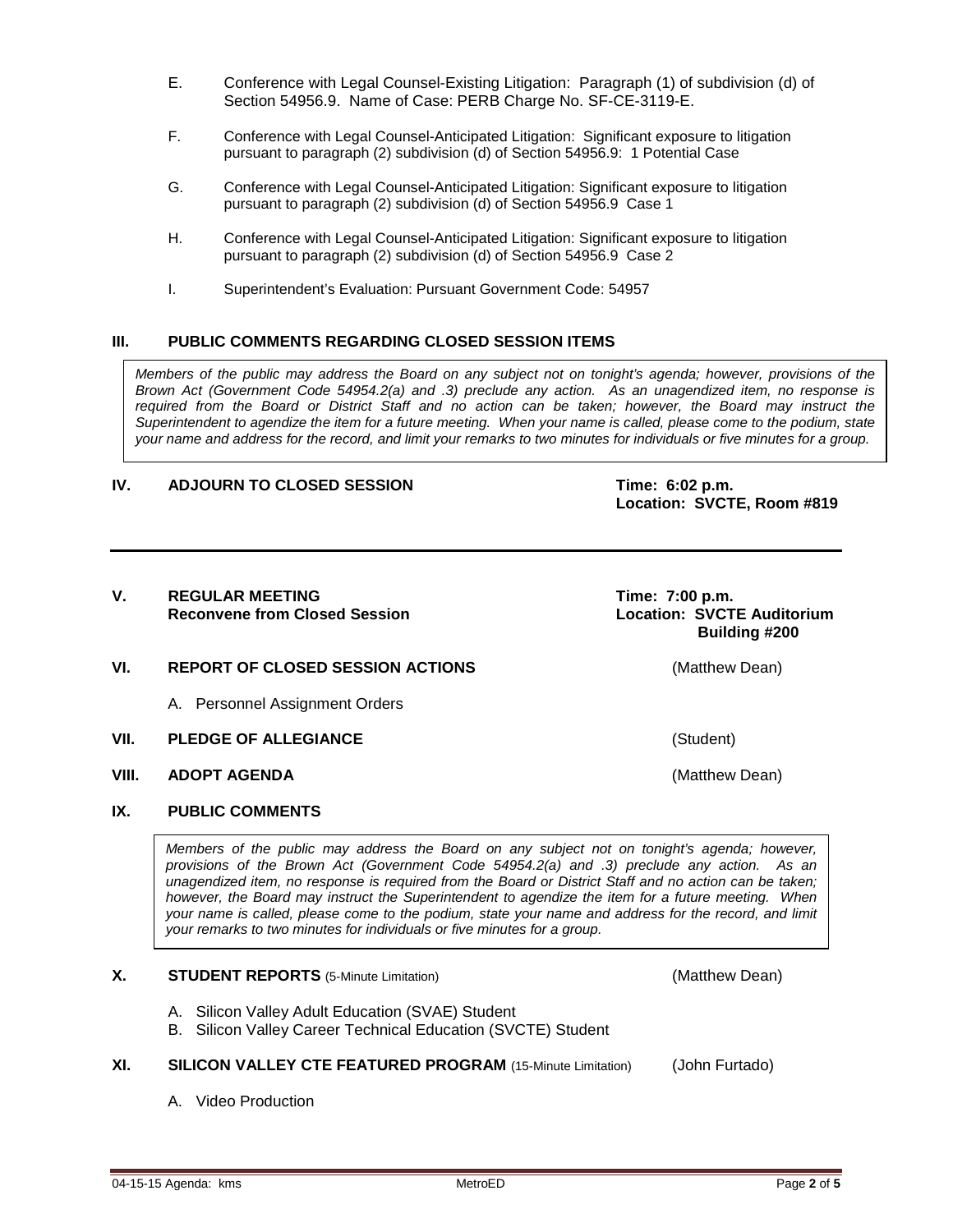E. Conference with Legal Counsel-Existing Litigation: Paragraph (1) of subdivision (d) of Section 54956.9. Name of Case: PERB Charge No. SF-CE-3119-E.

F. Conference with Legal Counsel-Anticipated Litigation: Significant exposure to litigation pursuant to paragraph (2) subdivision (d) of Section 54956.9: 1 Potential Case

G. Conference with Legal Counsel-Anticipated Litigation: Significant exposure to litigation pursuant to paragraph (2) subdivision (d) of Section 54956.9 Case 1

H. Conference with Legal Counsel-Anticipated Litigation: Significant exposure to litigation pursuant to paragraph (2) subdivision (d) of Section 54956.9 Case 2

I. Superintendent's Evaluation: Pursuant Government Code: 54957

## III. PUBLIC COMMENTS REGARDING CLOSED SESSION ITEMS

*Members of the public may address the Board on any subject not on tonight's agenda; however, provisions of the Brown Act (Government Code 54954.2(a) and .3) preclude any action. As an unagendized item, no response is required from the Board or District Staff and no action can be taken; however, the Board may instruct the Superintendent to agendize the item for a future meeting. When your name is called, please come to the podium, state your name and address for the record, and limit your remarks to two minutes for individuals or five minutes for a group.*

## IV. ADJOURN TO CLOSED SESSION

**Time: 6:02 p.m.**
**Location: SVCTE, Room #819**

---

## V. REGULAR MEETING
**Reconvene from Closed Session**

**Time: 7:00 p.m.**
**Location: SVCTE Auditorium Building #200**

## VI. REPORT OF CLOSED SESSION ACTIONS (Matthew Dean)

A. Personnel Assignment Orders

## VII. PLEDGE OF ALLEGIANCE (Student)

## VIII. ADOPT AGENDA (Matthew Dean)

## IX. PUBLIC COMMENTS

*Members of the public may address the Board on any subject not on tonight's agenda; however, provisions of the Brown Act (Government Code 54954.2(a) and .3) preclude any action. As an unagendized item, no response is required from the Board or District Staff and no action can be taken; however, the Board may instruct the Superintendent to agendize the item for a future meeting. When your name is called, please come to the podium, state your name and address for the record, and limit your remarks to two minutes for individuals or five minutes for a group.*

## X. STUDENT REPORTS (5-Minute Limitation) (Matthew Dean)

A. Silicon Valley Adult Education (SVAE) Student
B. Silicon Valley Career Technical Education (SVCTE) Student

## XI. SILICON VALLEY CTE FEATURED PROGRAM (15-Minute Limitation) (John Furtado)

A. Video Production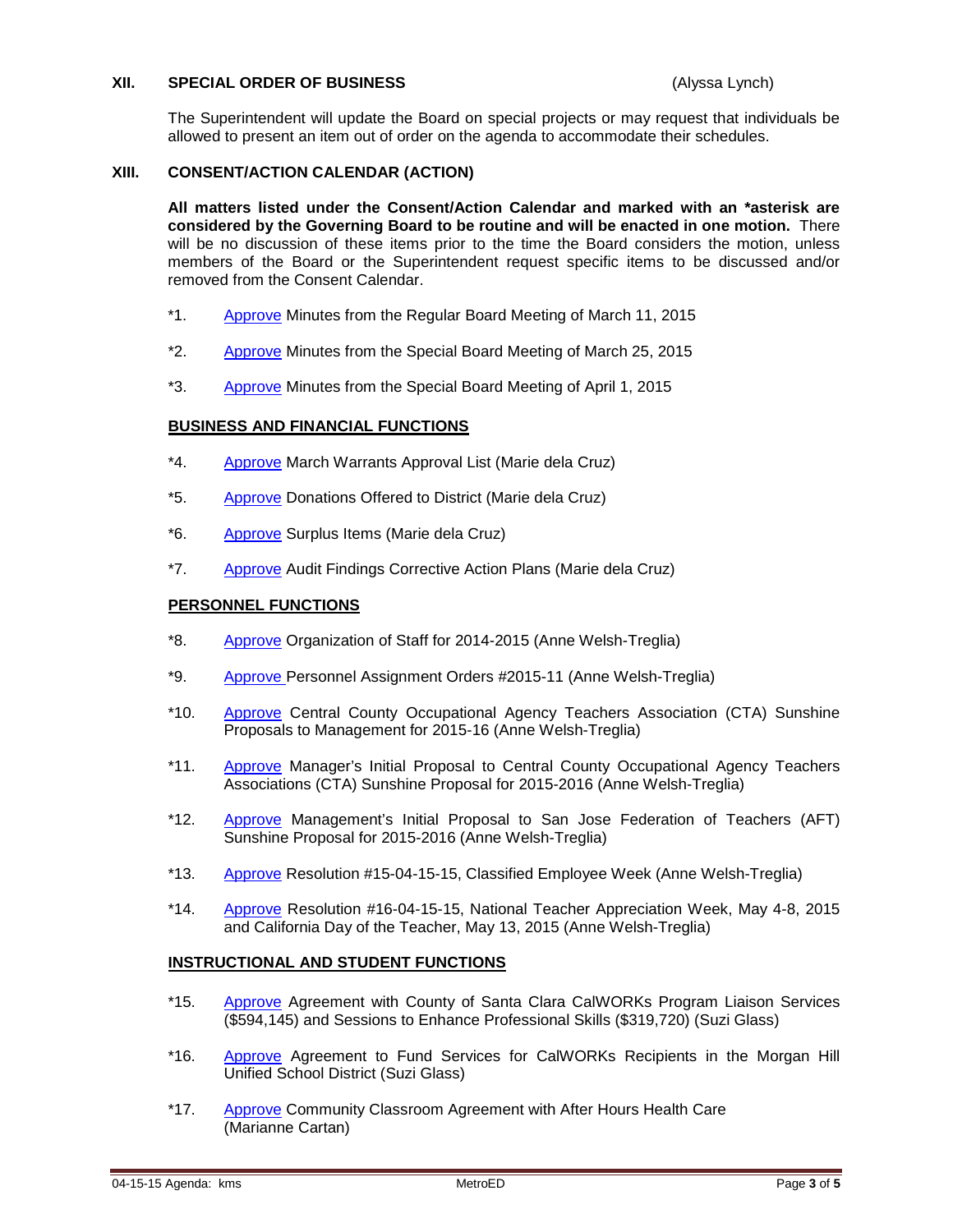## XII. SPECIAL ORDER OF BUSINESS (Alyssa Lynch)

The Superintendent will update the Board on special projects or may request that individuals be allowed to present an item out of order on the agenda to accommodate their schedules.

## XIII. CONSENT/ACTION CALENDAR (ACTION)

**All matters listed under the Consent/Action Calendar and marked with an *asterisk are considered by the Governing Board to be routine and will be enacted in one motion.** There will be no discussion of these items prior to the time the Board considers the motion, unless members of the Board or the Superintendent request specific items to be discussed and/or removed from the Consent Calendar.

*1. Approve Minutes from the Regular Board Meeting of March 11, 2015

*2. Approve Minutes from the Special Board Meeting of March 25, 2015

*3. Approve Minutes from the Special Board Meeting of April 1, 2015

**BUSINESS AND FINANCIAL FUNCTIONS**

*4. Approve March Warrants Approval List (Marie dela Cruz)

*5. Approve Donations Offered to District (Marie dela Cruz)

*6. Approve Surplus Items (Marie dela Cruz)

*7. Approve Audit Findings Corrective Action Plans (Marie dela Cruz)

**PERSONNEL FUNCTIONS**

*8. Approve Organization of Staff for 2014-2015 (Anne Welsh-Treglia)

*9. Approve Personnel Assignment Orders #2015-11 (Anne Welsh-Treglia)

*10. Approve Central County Occupational Agency Teachers Association (CTA) Sunshine Proposals to Management for 2015-16 (Anne Welsh-Treglia)

*11. Approve Manager's Initial Proposal to Central County Occupational Agency Teachers Associations (CTA) Sunshine Proposal for 2015-2016 (Anne Welsh-Treglia)

*12. Approve Management's Initial Proposal to San Jose Federation of Teachers (AFT) Sunshine Proposal for 2015-2016 (Anne Welsh-Treglia)

*13. Approve Resolution #15-04-15-15, Classified Employee Week (Anne Welsh-Treglia)

*14. Approve Resolution #16-04-15-15, National Teacher Appreciation Week, May 4-8, 2015 and California Day of the Teacher, May 13, 2015 (Anne Welsh-Treglia)

**INSTRUCTIONAL AND STUDENT FUNCTIONS**

*15. Approve Agreement with County of Santa Clara CalWORKs Program Liaison Services ($594,145) and Sessions to Enhance Professional Skills ($319,720) (Suzi Glass)

*16. Approve Agreement to Fund Services for CalWORKs Recipients in the Morgan Hill Unified School District (Suzi Glass)

*17. Approve Community Classroom Agreement with After Hours Health Care (Marianne Cartan)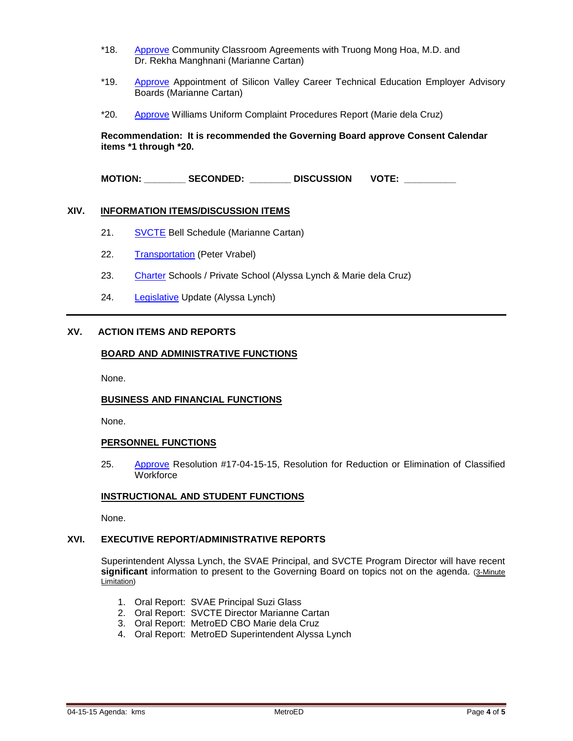*18. Approve Community Classroom Agreements with Truong Mong Hoa, M.D. and Dr. Rekha Manghnani (Marianne Cartan)

*19. Approve Appointment of Silicon Valley Career Technical Education Employer Advisory Boards (Marianne Cartan)

*20. Approve Williams Uniform Complaint Procedures Report (Marie dela Cruz)

**Recommendation: It is recommended the Governing Board approve Consent Calendar items *1 through *20.**

**MOTION: ________ SECONDED: ________ DISCUSSION VOTE: __________**

## XIV. INFORMATION ITEMS/DISCUSSION ITEMS

21. SVCTE Bell Schedule (Marianne Cartan)
22. Transportation (Peter Vrabel)
23. Charter Schools / Private School (Alyssa Lynch & Marie dela Cruz)
24. Legislative Update (Alyssa Lynch)

---

## XV. ACTION ITEMS AND REPORTS

### BOARD AND ADMINISTRATIVE FUNCTIONS

None.

### BUSINESS AND FINANCIAL FUNCTIONS

None.

### PERSONNEL FUNCTIONS

25. Approve Resolution #17-04-15-15, Resolution for Reduction or Elimination of Classified Workforce

### INSTRUCTIONAL AND STUDENT FUNCTIONS

None.

## XVI. EXECUTIVE REPORT/ADMINISTRATIVE REPORTS

Superintendent Alyssa Lynch, the SVAE Principal, and SVCTE Program Director will have recent **significant** information to present to the Governing Board on topics not on the agenda. (3-Minute Limitation)

1. Oral Report: SVAE Principal Suzi Glass
2. Oral Report: SVCTE Director Marianne Cartan
3. Oral Report: MetroED CBO Marie dela Cruz
4. Oral Report: MetroED Superintendent Alyssa Lynch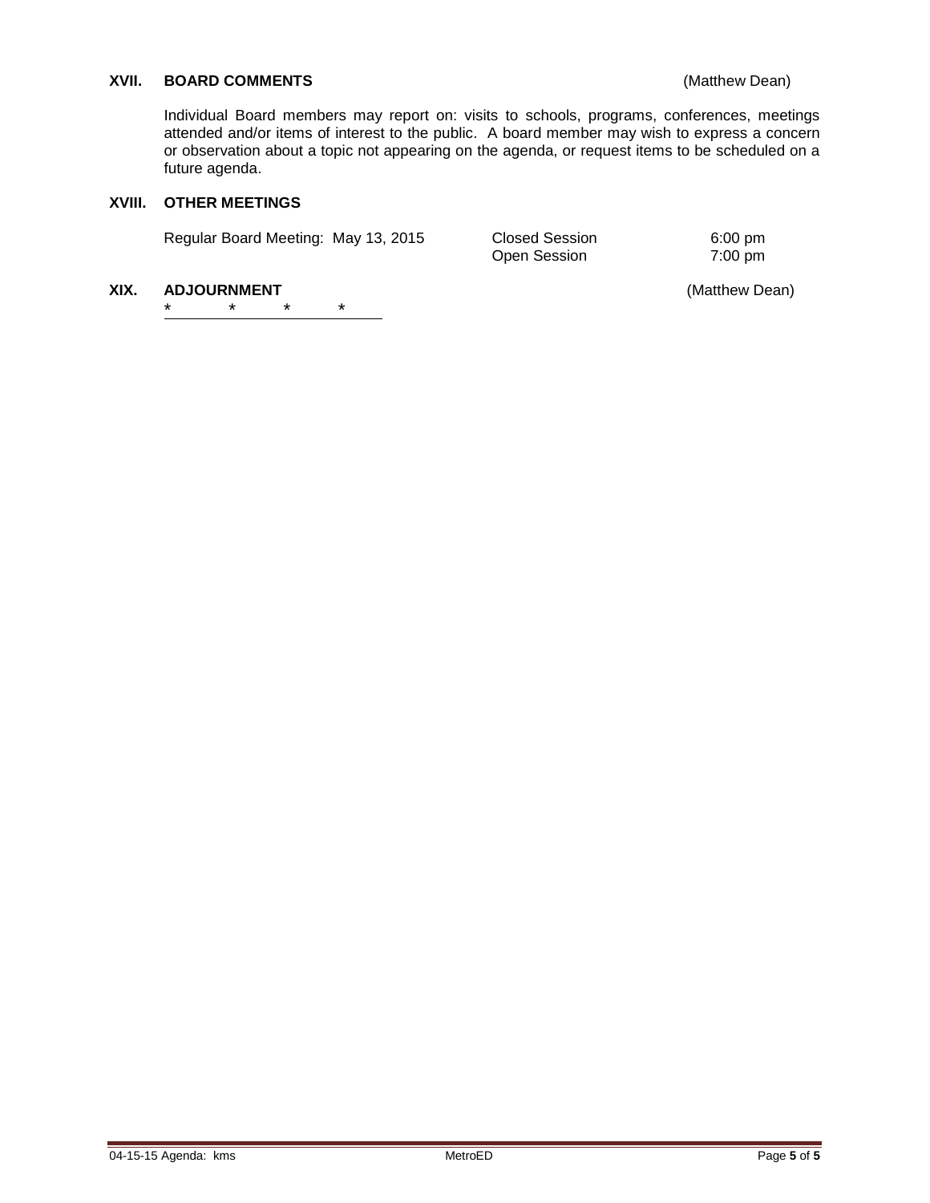## XVII. BOARD COMMENTS (Matthew Dean)

Individual Board members may report on: visits to schools, programs, conferences, meetings attended and/or items of interest to the public. A board member may wish to express a concern or observation about a topic not appearing on the agenda, or request items to be scheduled on a future agenda.

## XVIII. OTHER MEETINGS

| | | |
|---|---|---|
| Regular Board Meeting: May 13, 2015 | Closed Session | 6:00 pm |
| | Open Session | 7:00 pm |

## XIX. ADJOURNMENT (Matthew Dean)

\* \* \* \*